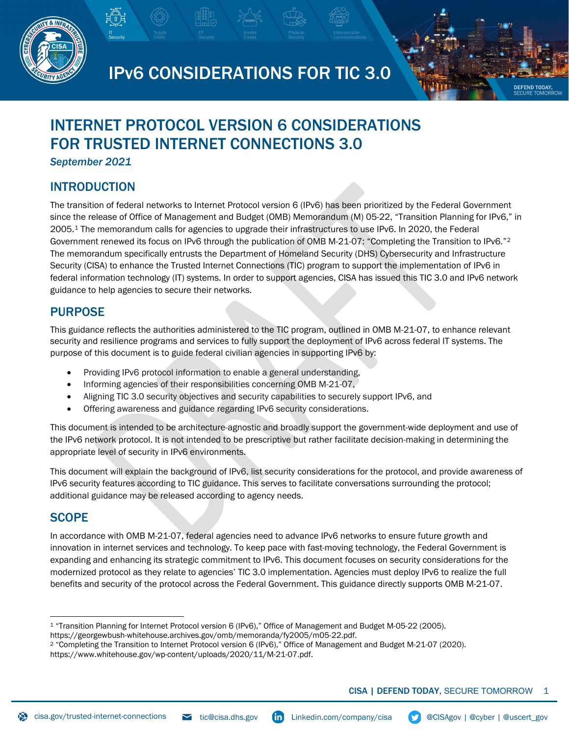# IPv6 CONSIDERATIONS FOR TIC 3.0

# INTERNET PROTOCOL VERSION 6 CONSIDERATIONS FOR TRUSTED INTERNET CONNECTIONS 3.0

*September 2021*

## INTRODUCTION

The transition of federal networks to Internet Protocol version 6 (IPv6) has been prioritized by the Federal Government since the release of Office of Management and Budget (OMB) Memorandum (M) 05-22, "Transition Planning for IPv6," in 2005.[1] The memorandum calls for agencies to upgrade their infrastructures to use IPv6. In 2020, the Federal Government renewed its focus on IPv6 through the publication of OMB M-21-07: "Completing the Transition to IPv6."[2] The memorandum specifically entrusts the Department of Homeland Security (DHS) Cybersecurity and Infrastructure Security (CISA) to enhance the Trusted Internet Connections (TIC) program to support the implementation of IPv6 in federal information technology (IT) systems. In order to support agencies, CISA has issued this TIC 3.0 and IPv6 network guidance to help agencies to secure their networks.

## PURPOSE

This guidance reflects the authorities administered to the TIC program, outlined in OMB M-21-07, to enhance relevant security and resilience programs and services to fully support the deployment of IPv6 across federal IT systems. The purpose of this document is to guide federal civilian agencies in supporting IPv6 by:

- Providing IPv6 protocol information to enable a general understanding,
- Informing agencies of their responsibilities concerning OMB M-21-07,
- Aligning TIC 3.0 security objectives and security capabilities to securely support IPv6, and
- Offering awareness and guidance regarding IPv6 security considerations.

This document is intended to be architecture-agnostic and broadly support the government-wide deployment and use of the IPv6 network protocol. It is not intended to be prescriptive but rather facilitate decision-making in determining the appropriate level of security in IPv6 environments.

This document will explain the background of IPv6, list security considerations for the protocol, and provide awareness of IPv6 security features according to TIC guidance. This serves to facilitate conversations surrounding the protocol; additional guidance may be released according to agency needs.

## SCOPE

In accordance with OMB M-21-07, federal agencies need to advance IPv6 networks to ensure future growth and innovation in internet services and technology. To keep pace with fast-moving technology, the Federal Government is expanding and enhancing its strategic commitment to IPv6. This document focuses on security considerations for the modernized protocol as they relate to agencies' TIC 3.0 implementation. Agencies must deploy IPv6 to realize the full benefits and security of the protocol across the Federal Government. This guidance directly supports OMB M-21-07.

---

[1] "Transition Planning for Internet Protocol version 6 (IPv6)," Office of Management and Budget M-05-22 (2005). https://georgewbush-whitehouse.archives.gov/omb/memoranda/fy2005/m05-22.pdf.

[2] "Completing the Transition to Internet Protocol version 6 (IPv6)," Office of Management and Budget M-21-07 (2020). https://www.whitehouse.gov/wp-content/uploads/2020/11/M-21-07.pdf.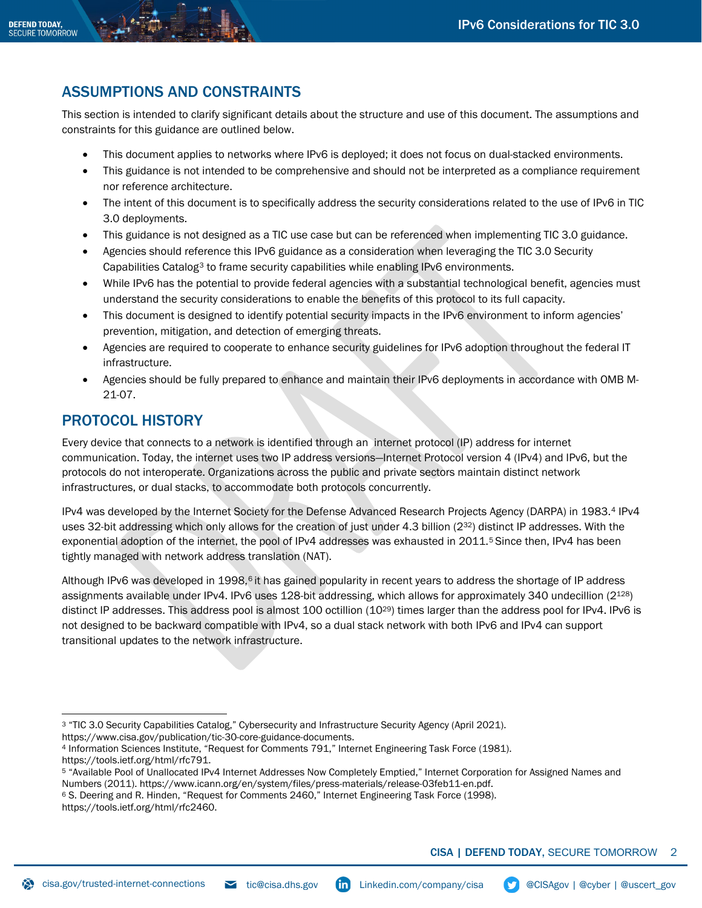## ASSUMPTIONS AND CONSTRAINTS

This section is intended to clarify significant details about the structure and use of this document. The assumptions and constraints for this guidance are outlined below.

- This document applies to networks where IPv6 is deployed; it does not focus on dual-stacked environments.
- This guidance is not intended to be comprehensive and should not be interpreted as a compliance requirement nor reference architecture.
- The intent of this document is to specifically address the security considerations related to the use of IPv6 in TIC 3.0 deployments.
- This guidance is not designed as a TIC use case but can be referenced when implementing TIC 3.0 guidance.
- Agencies should reference this IPv6 guidance as a consideration when leveraging the TIC 3.0 Security Capabilities Catalog[3] to frame security capabilities while enabling IPv6 environments.
- While IPv6 has the potential to provide federal agencies with a substantial technological benefit, agencies must understand the security considerations to enable the benefits of this protocol to its full capacity.
- This document is designed to identify potential security impacts in the IPv6 environment to inform agencies' prevention, mitigation, and detection of emerging threats.
- Agencies are required to cooperate to enhance security guidelines for IPv6 adoption throughout the federal IT infrastructure.
- Agencies should be fully prepared to enhance and maintain their IPv6 deployments in accordance with OMB M-21-07.

## PROTOCOL HISTORY

Every device that connects to a network is identified through an internet protocol (IP) address for internet communication. Today, the internet uses two IP address versions—Internet Protocol version 4 (IPv4) and IPv6, but the protocols do not interoperate. Organizations across the public and private sectors maintain distinct network infrastructures, or dual stacks, to accommodate both protocols concurrently.

IPv4 was developed by the Internet Society for the Defense Advanced Research Projects Agency (DARPA) in 1983.[4] IPv4 uses 32-bit addressing which only allows for the creation of just under 4.3 billion ($2^{32}$) distinct IP addresses. With the exponential adoption of the internet, the pool of IPv4 addresses was exhausted in 2011.[5] Since then, IPv4 has been tightly managed with network address translation (NAT).

Although IPv6 was developed in 1998,[6] it has gained popularity in recent years to address the shortage of IP address assignments available under IPv4. IPv6 uses 128-bit addressing, which allows for approximately 340 undecillion ($2^{128}$) distinct IP addresses. This address pool is almost 100 octillion ($10^{29}$) times larger than the address pool for IPv4. IPv6 is not designed to be backward compatible with IPv4, so a dual stack network with both IPv6 and IPv4 can support transitional updates to the network infrastructure.

---

[3] "TIC 3.0 Security Capabilities Catalog," Cybersecurity and Infrastructure Security Agency (April 2021). https://www.cisa.gov/publication/tic-30-core-guidance-documents.

[4] Information Sciences Institute, "Request for Comments 791," Internet Engineering Task Force (1981). https://tools.ietf.org/html/rfc791.

[5] "Available Pool of Unallocated IPv4 Internet Addresses Now Completely Emptied," Internet Corporation for Assigned Names and Numbers (2011). https://www.icann.org/en/system/files/press-materials/release-03feb11-en.pdf.

[6] S. Deering and R. Hinden, "Request for Comments 2460," Internet Engineering Task Force (1998). https://tools.ietf.org/html/rfc2460.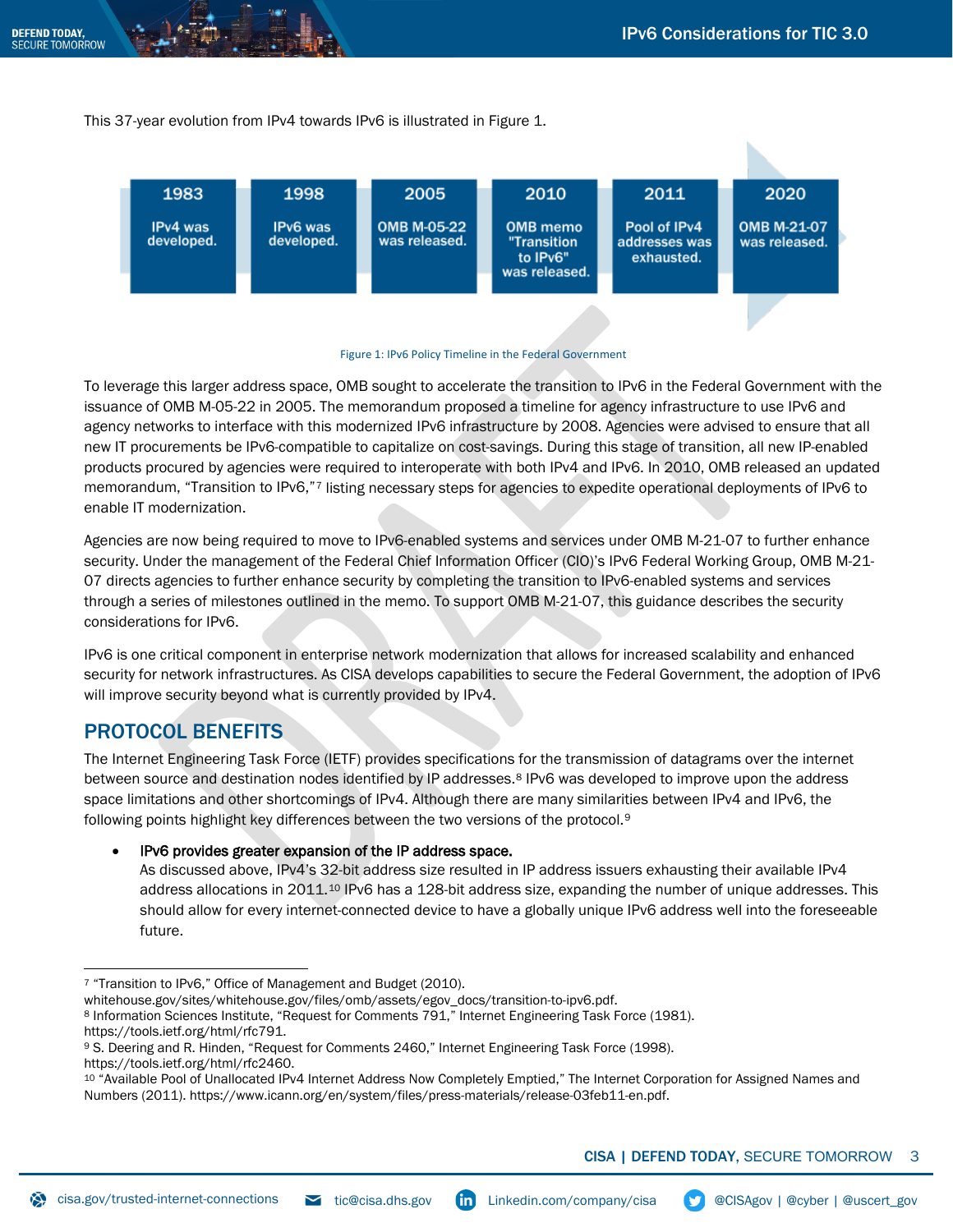This 37-year evolution from IPv4 towards IPv6 is illustrated in Figure 1.

1983
IPv4 was developed.

1998
IPv6 was developed.

2005
OMB M-05-22 was released.

2010
OMB memo "Transition to IPv6" was released.

2011
Pool of IPv4 addresses was exhausted.

2020
OMB M-21-07 was released.

Figure 1: IPv6 Policy Timeline in the Federal Government

To leverage this larger address space, OMB sought to accelerate the transition to IPv6 in the Federal Government with the issuance of OMB M-05-22 in 2005. The memorandum proposed a timeline for agency infrastructure to use IPv6 and agency networks to interface with this modernized IPv6 infrastructure by 2008. Agencies were advised to ensure that all new IT procurements be IPv6-compatible to capitalize on cost-savings. During this stage of transition, all new IP-enabled products procured by agencies were required to interoperate with both IPv4 and IPv6. In 2010, OMB released an updated memorandum, "Transition to IPv6,"[7] listing necessary steps for agencies to expedite operational deployments of IPv6 to enable IT modernization.

Agencies are now being required to move to IPv6-enabled systems and services under OMB M-21-07 to further enhance security. Under the management of the Federal Chief Information Officer (CIO)'s IPv6 Federal Working Group, OMB M-21-07 directs agencies to further enhance security by completing the transition to IPv6-enabled systems and services through a series of milestones outlined in the memo. To support OMB M-21-07, this guidance describes the security considerations for IPv6.

IPv6 is one critical component in enterprise network modernization that allows for increased scalability and enhanced security for network infrastructures. As CISA develops capabilities to secure the Federal Government, the adoption of IPv6 will improve security beyond what is currently provided by IPv4.

## PROTOCOL BENEFITS

The Internet Engineering Task Force (IETF) provides specifications for the transmission of datagrams over the internet between source and destination nodes identified by IP addresses.[8] IPv6 was developed to improve upon the address space limitations and other shortcomings of IPv4. Although there are many similarities between IPv4 and IPv6, the following points highlight key differences between the two versions of the protocol.[9]

- **IPv6 provides greater expansion of the IP address space.**
  As discussed above, IPv4's 32-bit address size resulted in IP address issuers exhausting their available IPv4 address allocations in 2011.[10] IPv6 has a 128-bit address size, expanding the number of unique addresses. This should allow for every internet-connected device to have a globally unique IPv6 address well into the foreseeable future.

---

[7] "Transition to IPv6," Office of Management and Budget (2010). whitehouse.gov/sites/whitehouse.gov/files/omb/assets/egov_docs/transition-to-ipv6.pdf.

[8] Information Sciences Institute, "Request for Comments 791," Internet Engineering Task Force (1981). https://tools.ietf.org/html/rfc791.

[9] S. Deering and R. Hinden, "Request for Comments 2460," Internet Engineering Task Force (1998). https://tools.ietf.org/html/rfc2460.

[10] "Available Pool of Unallocated IPv4 Internet Address Now Completely Emptied," The Internet Corporation for Assigned Names and Numbers (2011). https://www.icann.org/en/system/files/press-materials/release-03feb11-en.pdf.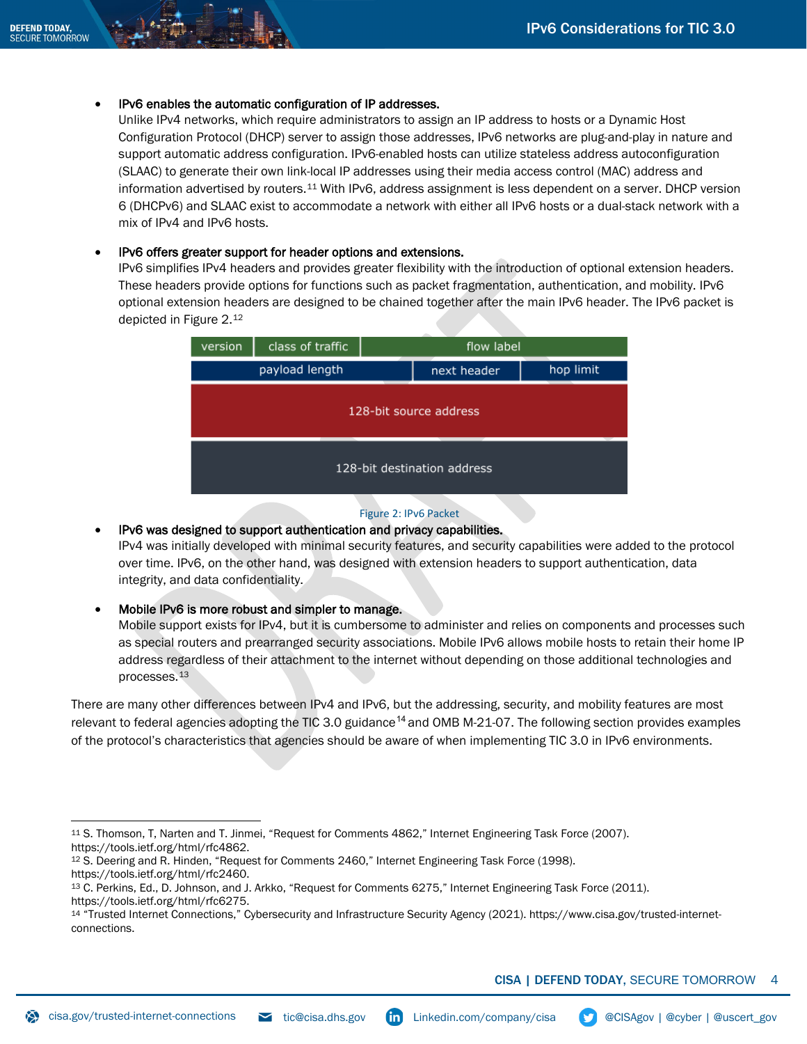- **IPv6 enables the automatic configuration of IP addresses.**
  Unlike IPv4 networks, which require administrators to assign an IP address to hosts or a Dynamic Host Configuration Protocol (DHCP) server to assign those addresses, IPv6 networks are plug-and-play in nature and support automatic address configuration. IPv6-enabled hosts can utilize stateless address autoconfiguration (SLAAC) to generate their own link-local IP addresses using their media access control (MAC) address and information advertised by routers.[11] With IPv6, address assignment is less dependent on a server. DHCP version 6 (DHCPv6) and SLAAC exist to accommodate a network with either all IPv6 hosts or a dual-stack network with a mix of IPv4 and IPv6 hosts.

- **IPv6 offers greater support for header options and extensions.**
  IPv6 simplifies IPv4 headers and provides greater flexibility with the introduction of optional extension headers. These headers provide options for functions such as packet fragmentation, authentication, and mobility. IPv6 optional extension headers are designed to be chained together after the main IPv6 header. The IPv6 packet is depicted in Figure 2.[12]

version
class of traffic
flow label
payload length
next header
hop limit
128-bit source address
128-bit destination address

Figure 2: IPv6 Packet

- **IPv6 was designed to support authentication and privacy capabilities.**
  IPv4 was initially developed with minimal security features, and security capabilities were added to the protocol over time. IPv6, on the other hand, was designed with extension headers to support authentication, data integrity, and data confidentiality.

- **Mobile IPv6 is more robust and simpler to manage.**
  Mobile support exists for IPv4, but it is cumbersome to administer and relies on components and processes such as special routers and prearranged security associations. Mobile IPv6 allows mobile hosts to retain their home IP address regardless of their attachment to the internet without depending on those additional technologies and processes.[13]

There are many other differences between IPv4 and IPv6, but the addressing, security, and mobility features are most relevant to federal agencies adopting the TIC 3.0 guidance[14] and OMB M-21-07. The following section provides examples of the protocol's characteristics that agencies should be aware of when implementing TIC 3.0 in IPv6 environments.

---

[11] S. Thomson, T, Narten and T. Jinmei, "Request for Comments 4862," Internet Engineering Task Force (2007). https://tools.ietf.org/html/rfc4862.

[12] S. Deering and R. Hinden, "Request for Comments 2460," Internet Engineering Task Force (1998). https://tools.ietf.org/html/rfc2460.

[13] C. Perkins, Ed., D. Johnson, and J. Arkko, "Request for Comments 6275," Internet Engineering Task Force (2011). https://tools.ietf.org/html/rfc6275.

[14] "Trusted Internet Connections," Cybersecurity and Infrastructure Security Agency (2021). https://www.cisa.gov/trusted-internet-connections.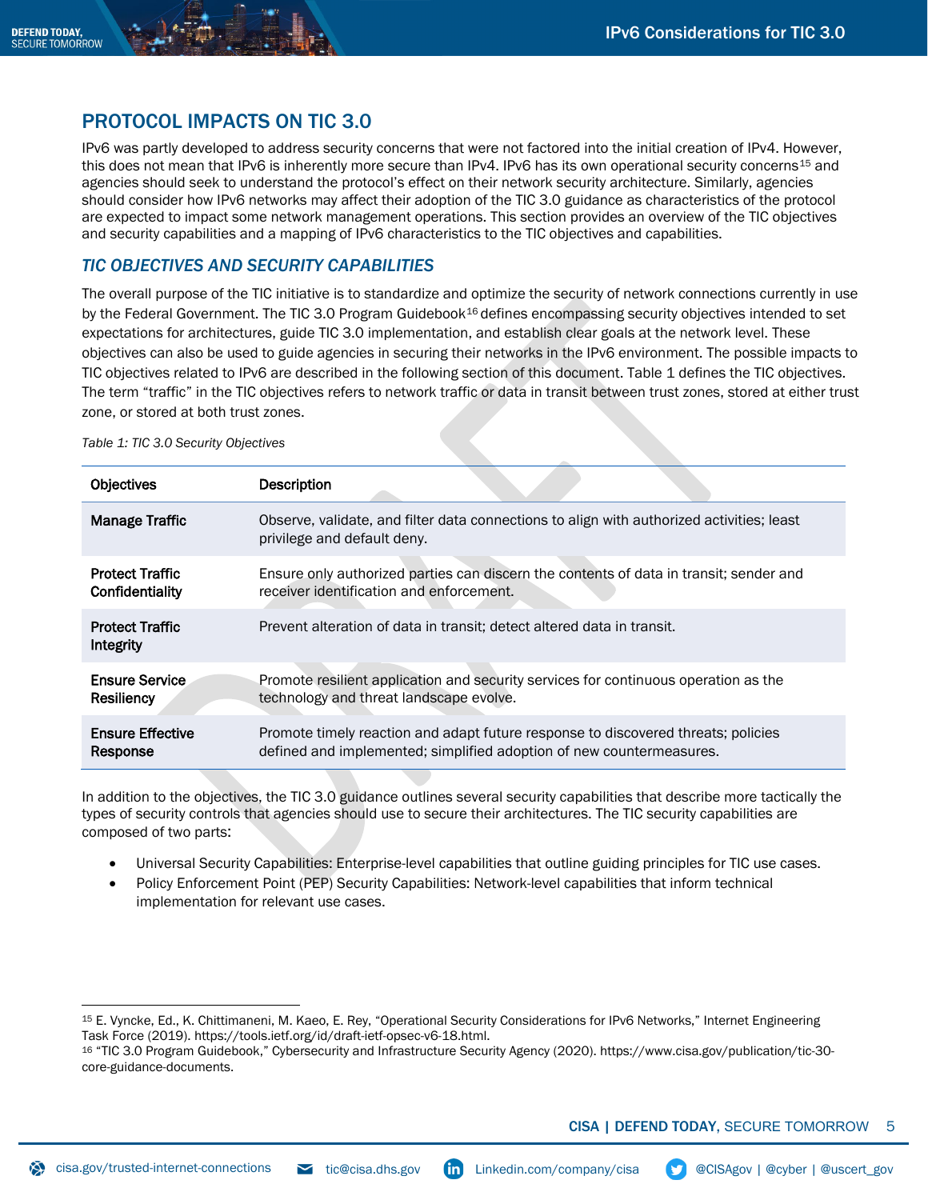## PROTOCOL IMPACTS ON TIC 3.0

IPv6 was partly developed to address security concerns that were not factored into the initial creation of IPv4. However, this does not mean that IPv6 is inherently more secure than IPv4. IPv6 has its own operational security concerns[15] and agencies should seek to understand the protocol's effect on their network security architecture. Similarly, agencies should consider how IPv6 networks may affect their adoption of the TIC 3.0 guidance as characteristics of the protocol are expected to impact some network management operations. This section provides an overview of the TIC objectives and security capabilities and a mapping of IPv6 characteristics to the TIC objectives and capabilities.

### *TIC OBJECTIVES AND SECURITY CAPABILITIES*

The overall purpose of the TIC initiative is to standardize and optimize the security of network connections currently in use by the Federal Government. The TIC 3.0 Program Guidebook[16] defines encompassing security objectives intended to set expectations for architectures, guide TIC 3.0 implementation, and establish clear goals at the network level. These objectives can also be used to guide agencies in securing their networks in the IPv6 environment. The possible impacts to TIC objectives related to IPv6 are described in the following section of this document. Table 1 defines the TIC objectives. The term "traffic" in the TIC objectives refers to network traffic or data in transit between trust zones, stored at either trust zone, or stored at both trust zones.

*Table 1: TIC 3.0 Security Objectives*

| Objectives | Description |
|---|---|
| **Manage Traffic** | Observe, validate, and filter data connections to align with authorized activities; least privilege and default deny. |
| **Protect Traffic Confidentiality** | Ensure only authorized parties can discern the contents of data in transit; sender and receiver identification and enforcement. |
| **Protect Traffic Integrity** | Prevent alteration of data in transit; detect altered data in transit. |
| **Ensure Service Resiliency** | Promote resilient application and security services for continuous operation as the technology and threat landscape evolve. |
| **Ensure Effective Response** | Promote timely reaction and adapt future response to discovered threats; policies defined and implemented; simplified adoption of new countermeasures. |

In addition to the objectives, the TIC 3.0 guidance outlines several security capabilities that describe more tactically the types of security controls that agencies should use to secure their architectures. The TIC security capabilities are composed of two parts:

- Universal Security Capabilities: Enterprise-level capabilities that outline guiding principles for TIC use cases.
- Policy Enforcement Point (PEP) Security Capabilities: Network-level capabilities that inform technical implementation for relevant use cases.

---

[15] E. Vyncke, Ed., K. Chittimaneni, M. Kaeo, E. Rey, "Operational Security Considerations for IPv6 Networks," Internet Engineering Task Force (2019). https://tools.ietf.org/id/draft-ietf-opsec-v6-18.html.

[16] "TIC 3.0 Program Guidebook," Cybersecurity and Infrastructure Security Agency (2020). https://www.cisa.gov/publication/tic-30-core-guidance-documents.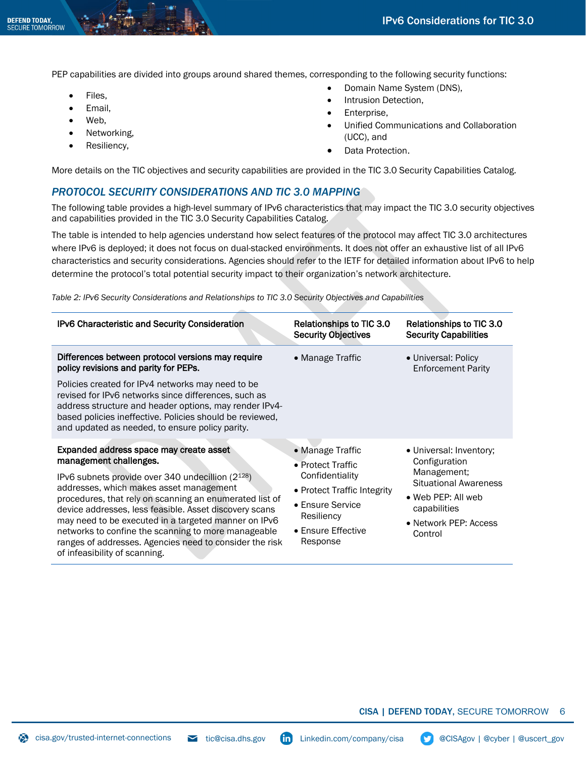PEP capabilities are divided into groups around shared themes, corresponding to the following security functions:

- Files,
- Email,
- Web,
- Networking,
- Resiliency,
- Domain Name System (DNS),
- Intrusion Detection,
- Enterprise,
- Unified Communications and Collaboration (UCC), and
- Data Protection.

More details on the TIC objectives and security capabilities are provided in the TIC 3.0 Security Capabilities Catalog.

## PROTOCOL SECURITY CONSIDERATIONS AND TIC 3.0 MAPPING

The following table provides a high-level summary of IPv6 characteristics that may impact the TIC 3.0 security objectives and capabilities provided in the TIC 3.0 Security Capabilities Catalog.

The table is intended to help agencies understand how select features of the protocol may affect TIC 3.0 architectures where IPv6 is deployed; it does not focus on dual-stacked environments. It does not offer an exhaustive list of all IPv6 characteristics and security considerations. Agencies should refer to the IETF for detailed information about IPv6 to help determine the protocol's total potential security impact to their organization's network architecture.

*Table 2: IPv6 Security Considerations and Relationships to TIC 3.0 Security Objectives and Capabilities*

| IPv6 Characteristic and Security Consideration | Relationships to TIC 3.0 Security Objectives | Relationships to TIC 3.0 Security Capabilities |
|---|---|---|
| **Differences between protocol versions may require policy revisions and parity for PEPs.**<br><br>Policies created for IPv4 networks may need to be revised for IPv6 networks since differences, such as address structure and header options, may render IPv4-based policies ineffective. Policies should be reviewed, and updated as needed, to ensure policy parity. | • Manage Traffic | • Universal: Policy Enforcement Parity |
| **Expanded address space may create asset management challenges.**<br><br>IPv6 subnets provide over 340 undecillion ($2^{128}$) addresses, which makes asset management procedures, that rely on scanning an enumerated list of device addresses, less feasible. Asset discovery scans may need to be executed in a targeted manner on IPv6 networks to confine the scanning to more manageable ranges of addresses. Agencies need to consider the risk of infeasibility of scanning. | • Manage Traffic<br>• Protect Traffic Confidentiality<br>• Protect Traffic Integrity<br>• Ensure Service Resiliency<br>• Ensure Effective Response | • Universal: Inventory; Configuration Management; Situational Awareness<br>• Web PEP: All web capabilities<br>• Network PEP: Access Control |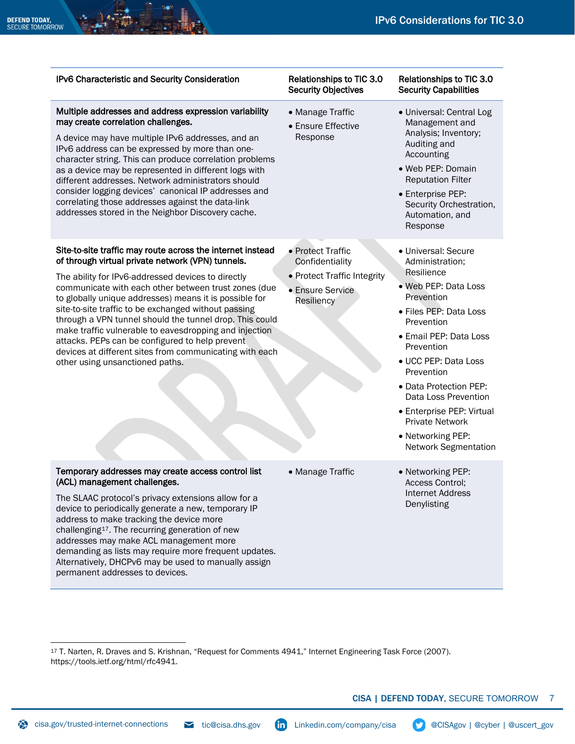| IPv6 Characteristic and Security Consideration | Relationships to TIC 3.0 Security Objectives | Relationships to TIC 3.0 Security Capabilities |
|---|---|---|
| **Multiple addresses and address expression variability may create correlation challenges.** A device may have multiple IPv6 addresses, and an IPv6 address can be expressed by more than one-character string. This can produce correlation problems as a device may be represented in different logs with different addresses. Network administrators should consider logging devices' canonical IP addresses and correlating those addresses against the data-link addresses stored in the Neighbor Discovery cache. | • Manage Traffic<br>• Ensure Effective Response | • Universal: Central Log Management and Analysis; Inventory; Auditing and Accounting<br>• Web PEP: Domain Reputation Filter<br>• Enterprise PEP: Security Orchestration, Automation, and Response |
| **Site-to-site traffic may route across the internet instead of through virtual private network (VPN) tunnels.** The ability for IPv6-addressed devices to directly communicate with each other between trust zones (due to globally unique addresses) means it is possible for site-to-site traffic to be exchanged without passing through a VPN tunnel should the tunnel drop. This could make traffic vulnerable to eavesdropping and injection attacks. PEPs can be configured to help prevent devices at different sites from communicating with each other using unsanctioned paths. | • Protect Traffic Confidentiality<br>• Protect Traffic Integrity<br>• Ensure Service Resiliency | • Universal: Secure Administration; Resilience<br>• Web PEP: Data Loss Prevention<br>• Files PEP: Data Loss Prevention<br>• Email PEP: Data Loss Prevention<br>• UCC PEP: Data Loss Prevention<br>• Data Protection PEP: Data Loss Prevention<br>• Enterprise PEP: Virtual Private Network<br>• Networking PEP: Network Segmentation |
| **Temporary addresses may create access control list (ACL) management challenges.** The SLAAC protocol's privacy extensions allow for a device to periodically generate a new, temporary IP address to make tracking the device more challenging[17]. The recurring generation of new addresses may make ACL management more demanding as lists may require more frequent updates. Alternatively, DHCPv6 may be used to manually assign permanent addresses to devices. | • Manage Traffic | • Networking PEP: Access Control; Internet Address Denylisting |

[17] T. Narten, R. Draves and S. Krishnan, "Request for Comments 4941," Internet Engineering Task Force (2007). https://tools.ietf.org/html/rfc4941.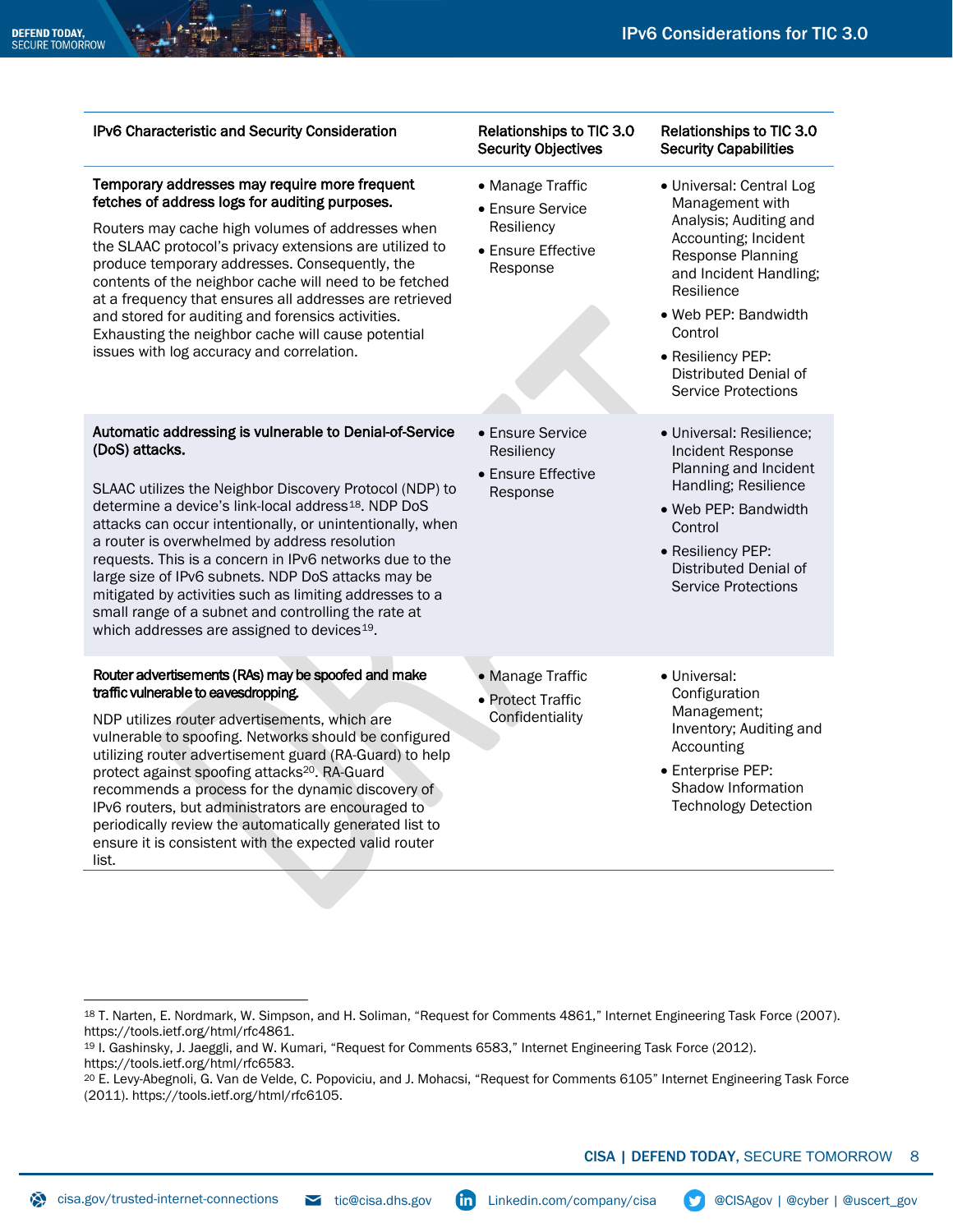| IPv6 Characteristic and Security Consideration | Relationships to TIC 3.0 Security Objectives | Relationships to TIC 3.0 Security Capabilities |
|---|---|---|
| **Temporary addresses may require more frequent fetches of address logs for auditing purposes.**<br><br>Routers may cache high volumes of addresses when the SLAAC protocol's privacy extensions are utilized to produce temporary addresses. Consequently, the contents of the neighbor cache will need to be fetched at a frequency that ensures all addresses are retrieved and stored for auditing and forensics activities. Exhausting the neighbor cache will cause potential issues with log accuracy and correlation. | • Manage Traffic<br>• Ensure Service Resiliency<br>• Ensure Effective Response | • Universal: Central Log Management with Analysis; Auditing and Accounting; Incident Response Planning and Incident Handling; Resilience<br>• Web PEP: Bandwidth Control<br>• Resiliency PEP: Distributed Denial of Service Protections |
| **Automatic addressing is vulnerable to Denial-of-Service (DoS) attacks.**<br><br>SLAAC utilizes the Neighbor Discovery Protocol (NDP) to determine a device's link-local address[18]. NDP DoS attacks can occur intentionally, or unintentionally, when a router is overwhelmed by address resolution requests. This is a concern in IPv6 networks due to the large size of IPv6 subnets. NDP DoS attacks may be mitigated by activities such as limiting addresses to a small range of a subnet and controlling the rate at which addresses are assigned to devices[19]. | • Ensure Service Resiliency<br>• Ensure Effective Response | • Universal: Resilience; Incident Response Planning and Incident Handling; Resilience<br>• Web PEP: Bandwidth Control<br>• Resiliency PEP: Distributed Denial of Service Protections |
| **Router advertisements (RAs) may be spoofed and make traffic vulnerable to eavesdropping.**<br><br>NDP utilizes router advertisements, which are vulnerable to spoofing. Networks should be configured utilizing router advertisement guard (RA-Guard) to help protect against spoofing attacks[20]. RA-Guard recommends a process for the dynamic discovery of IPv6 routers, but administrators are encouraged to periodically review the automatically generated list to ensure it is consistent with the expected valid router list. | • Manage Traffic<br>• Protect Traffic Confidentiality | • Universal: Configuration Management; Inventory; Auditing and Accounting<br>• Enterprise PEP: Shadow Information Technology Detection |

[18] T. Narten, E. Nordmark, W. Simpson, and H. Soliman, "Request for Comments 4861," Internet Engineering Task Force (2007). https://tools.ietf.org/html/rfc4861.
[19] I. Gashinsky, J. Jaeggli, and W. Kumari, "Request for Comments 6583," Internet Engineering Task Force (2012). https://tools.ietf.org/html/rfc6583.
[20] E. Levy-Abegnoli, G. Van de Velde, C. Popoviciu, and J. Mohacsi, "Request for Comments 6105" Internet Engineering Task Force (2011). https://tools.ietf.org/html/rfc6105.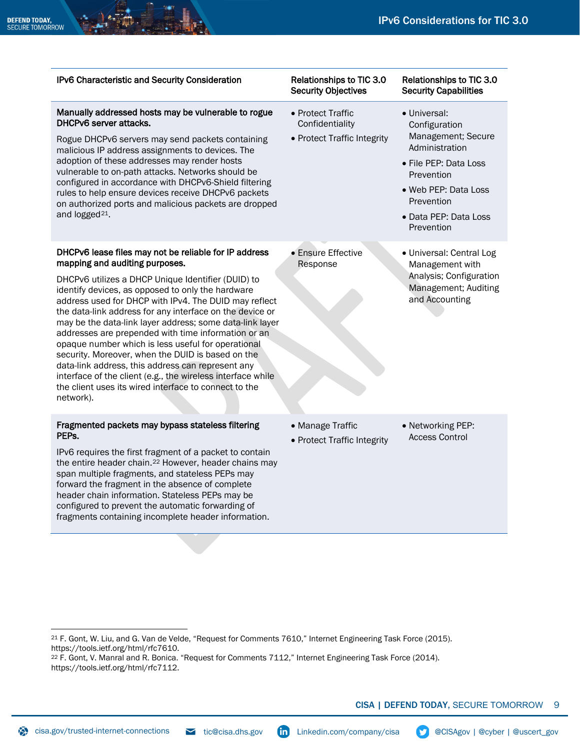| IPv6 Characteristic and Security Consideration | Relationships to TIC 3.0 Security Objectives | Relationships to TIC 3.0 Security Capabilities |
|---|---|---|
| **Manually addressed hosts may be vulnerable to rogue DHCPv6 server attacks.**<br><br>Rogue DHCPv6 servers may send packets containing malicious IP address assignments to devices. The adoption of these addresses may render hosts vulnerable to on-path attacks. Networks should be configured in accordance with DHCPv6-Shield filtering rules to help ensure devices receive DHCPv6 packets on authorized ports and malicious packets are dropped and logged[21]. | • Protect Traffic Confidentiality<br>• Protect Traffic Integrity | • Universal: Configuration Management; Secure Administration<br>• File PEP: Data Loss Prevention<br>• Web PEP: Data Loss Prevention<br>• Data PEP: Data Loss Prevention |
| **DHCPv6 lease files may not be reliable for IP address mapping and auditing purposes.**<br><br>DHCPv6 utilizes a DHCP Unique Identifier (DUID) to identify devices, as opposed to only the hardware address used for DHCP with IPv4. The DUID may reflect the data-link address for any interface on the device or may be the data-link layer address; some data-link layer addresses are prepended with time information or an opaque number which is less useful for operational security. Moreover, when the DUID is based on the data-link address, this address can represent any interface of the client (e.g., the wireless interface while the client uses its wired interface to connect to the network). | • Ensure Effective Response | • Universal: Central Log Management with Analysis; Configuration Management; Auditing and Accounting |
| **Fragmented packets may bypass stateless filtering PEPs.**<br><br>IPv6 requires the first fragment of a packet to contain the entire header chain.[22] However, header chains may span multiple fragments, and stateless PEPs may forward the fragment in the absence of complete header chain information. Stateless PEPs may be configured to prevent the automatic forwarding of fragments containing incomplete header information. | • Manage Traffic<br>• Protect Traffic Integrity | • Networking PEP: Access Control |

[21] F. Gont, W. Liu, and G. Van de Velde, "Request for Comments 7610," Internet Engineering Task Force (2015). https://tools.ietf.org/html/rfc7610.

[22] F. Gont, V. Manral and R. Bonica. "Request for Comments 7112," Internet Engineering Task Force (2014). https://tools.ietf.org/html/rfc7112.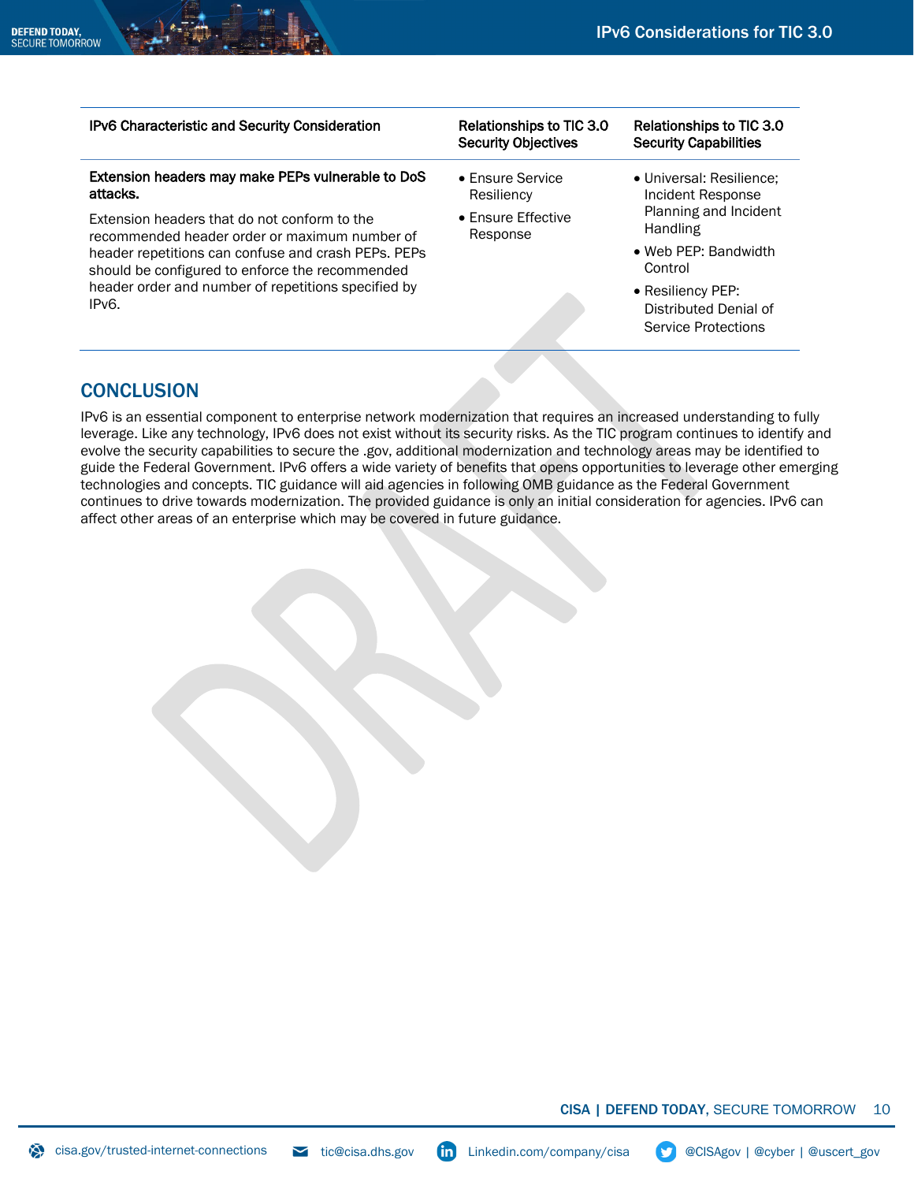| IPv6 Characteristic and Security Consideration | Relationships to TIC 3.0 Security Objectives | Relationships to TIC 3.0 Security Capabilities |
|---|---|---|
| **Extension headers may make PEPs vulnerable to DoS attacks.** Extension headers that do not conform to the recommended header order or maximum number of header repetitions can confuse and crash PEPs. PEPs should be configured to enforce the recommended header order and number of repetitions specified by IPv6. | • Ensure Service Resiliency<br>• Ensure Effective Response | • Universal: Resilience; Incident Response Planning and Incident Handling<br>• Web PEP: Bandwidth Control<br>• Resiliency PEP: Distributed Denial of Service Protections |

## CONCLUSION

IPv6 is an essential component to enterprise network modernization that requires an increased understanding to fully leverage. Like any technology, IPv6 does not exist without its security risks. As the TIC program continues to identify and evolve the security capabilities to secure the .gov, additional modernization and technology areas may be identified to guide the Federal Government. IPv6 offers a wide variety of benefits that opens opportunities to leverage other emerging technologies and concepts. TIC guidance will aid agencies in following OMB guidance as the Federal Government continues to drive towards modernization. The provided guidance is only an initial consideration for agencies. IPv6 can affect other areas of an enterprise which may be covered in future guidance.